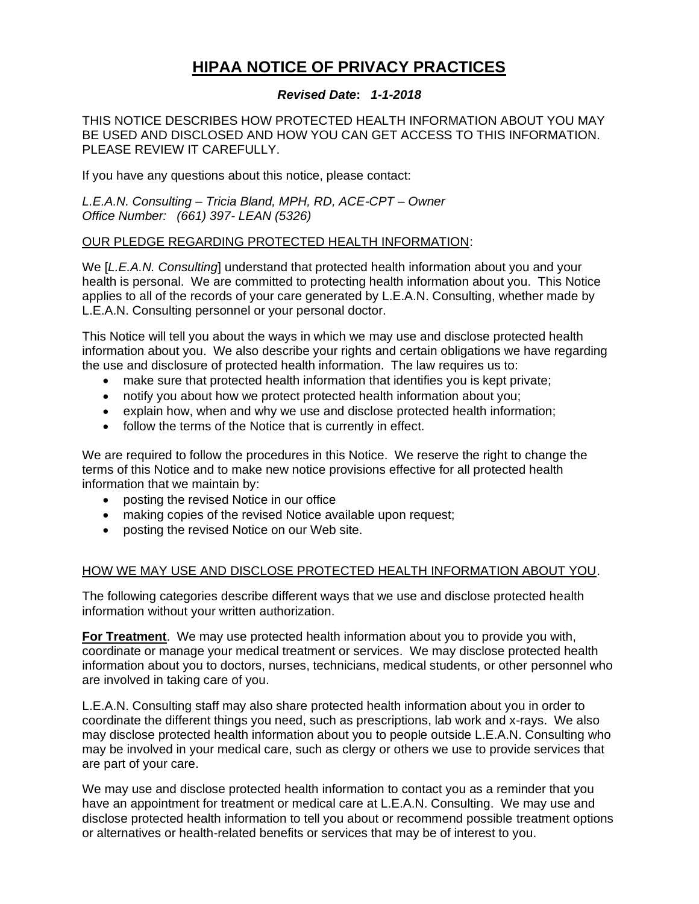# HIPAA NOTICE OF PRIVACY PRACTICES

***Revised Date**: 1-1-2018*

THIS NOTICE DESCRIBES HOW PROTECTED HEALTH INFORMATION ABOUT YOU MAY BE USED AND DISCLOSED AND HOW YOU CAN GET ACCESS TO THIS INFORMATION. PLEASE REVIEW IT CAREFULLY.

If you have any questions about this notice, please contact:

*L.E.A.N. Consulting – Tricia Bland, MPH, RD, ACE-CPT – Owner*
*Office Number: (661) 397- LEAN (5326)*

## OUR PLEDGE REGARDING PROTECTED HEALTH INFORMATION:

We [*L.E.A.N. Consulting*] understand that protected health information about you and your health is personal. We are committed to protecting health information about you. This Notice applies to all of the records of your care generated by L.E.A.N. Consulting, whether made by L.E.A.N. Consulting personnel or your personal doctor.

This Notice will tell you about the ways in which we may use and disclose protected health information about you. We also describe your rights and certain obligations we have regarding the use and disclosure of protected health information. The law requires us to:

- make sure that protected health information that identifies you is kept private;
- notify you about how we protect protected health information about you;
- explain how, when and why we use and disclose protected health information;
- follow the terms of the Notice that is currently in effect.

We are required to follow the procedures in this Notice. We reserve the right to change the terms of this Notice and to make new notice provisions effective for all protected health information that we maintain by:

- posting the revised Notice in our office
- making copies of the revised Notice available upon request;
- posting the revised Notice on our Web site.

## HOW WE MAY USE AND DISCLOSE PROTECTED HEALTH INFORMATION ABOUT YOU.

The following categories describe different ways that we use and disclose protected health information without your written authorization.

**For Treatment**. We may use protected health information about you to provide you with, coordinate or manage your medical treatment or services. We may disclose protected health information about you to doctors, nurses, technicians, medical students, or other personnel who are involved in taking care of you.

L.E.A.N. Consulting staff may also share protected health information about you in order to coordinate the different things you need, such as prescriptions, lab work and x-rays. We also may disclose protected health information about you to people outside L.E.A.N. Consulting who may be involved in your medical care, such as clergy or others we use to provide services that are part of your care.

We may use and disclose protected health information to contact you as a reminder that you have an appointment for treatment or medical care at L.E.A.N. Consulting. We may use and disclose protected health information to tell you about or recommend possible treatment options or alternatives or health-related benefits or services that may be of interest to you.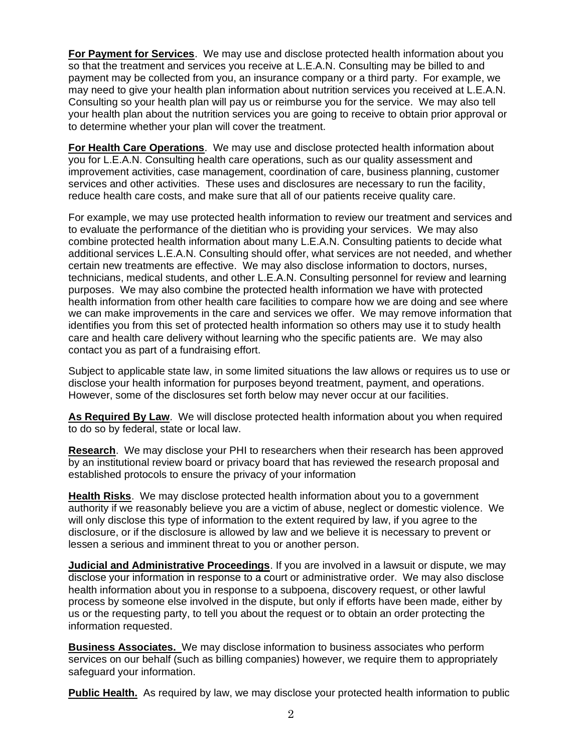**For Payment for Services**. We may use and disclose protected health information about you so that the treatment and services you receive at L.E.A.N. Consulting may be billed to and payment may be collected from you, an insurance company or a third party. For example, we may need to give your health plan information about nutrition services you received at L.E.A.N. Consulting so your health plan will pay us or reimburse you for the service. We may also tell your health plan about the nutrition services you are going to receive to obtain prior approval or to determine whether your plan will cover the treatment.

**For Health Care Operations**. We may use and disclose protected health information about you for L.E.A.N. Consulting health care operations, such as our quality assessment and improvement activities, case management, coordination of care, business planning, customer services and other activities. These uses and disclosures are necessary to run the facility, reduce health care costs, and make sure that all of our patients receive quality care.

For example, we may use protected health information to review our treatment and services and to evaluate the performance of the dietitian who is providing your services. We may also combine protected health information about many L.E.A.N. Consulting patients to decide what additional services L.E.A.N. Consulting should offer, what services are not needed, and whether certain new treatments are effective. We may also disclose information to doctors, nurses, technicians, medical students, and other L.E.A.N. Consulting personnel for review and learning purposes. We may also combine the protected health information we have with protected health information from other health care facilities to compare how we are doing and see where we can make improvements in the care and services we offer. We may remove information that identifies you from this set of protected health information so others may use it to study health care and health care delivery without learning who the specific patients are. We may also contact you as part of a fundraising effort.

Subject to applicable state law, in some limited situations the law allows or requires us to use or disclose your health information for purposes beyond treatment, payment, and operations. However, some of the disclosures set forth below may never occur at our facilities.

**As Required By Law**. We will disclose protected health information about you when required to do so by federal, state or local law.

**Research**. We may disclose your PHI to researchers when their research has been approved by an institutional review board or privacy board that has reviewed the research proposal and established protocols to ensure the privacy of your information

**Health Risks**. We may disclose protected health information about you to a government authority if we reasonably believe you are a victim of abuse, neglect or domestic violence. We will only disclose this type of information to the extent required by law, if you agree to the disclosure, or if the disclosure is allowed by law and we believe it is necessary to prevent or lessen a serious and imminent threat to you or another person.

**Judicial and Administrative Proceedings**. If you are involved in a lawsuit or dispute, we may disclose your information in response to a court or administrative order. We may also disclose health information about you in response to a subpoena, discovery request, or other lawful process by someone else involved in the dispute, but only if efforts have been made, either by us or the requesting party, to tell you about the request or to obtain an order protecting the information requested.

**Business Associates.** We may disclose information to business associates who perform services on our behalf (such as billing companies) however, we require them to appropriately safeguard your information.

**Public Health.** As required by law, we may disclose your protected health information to public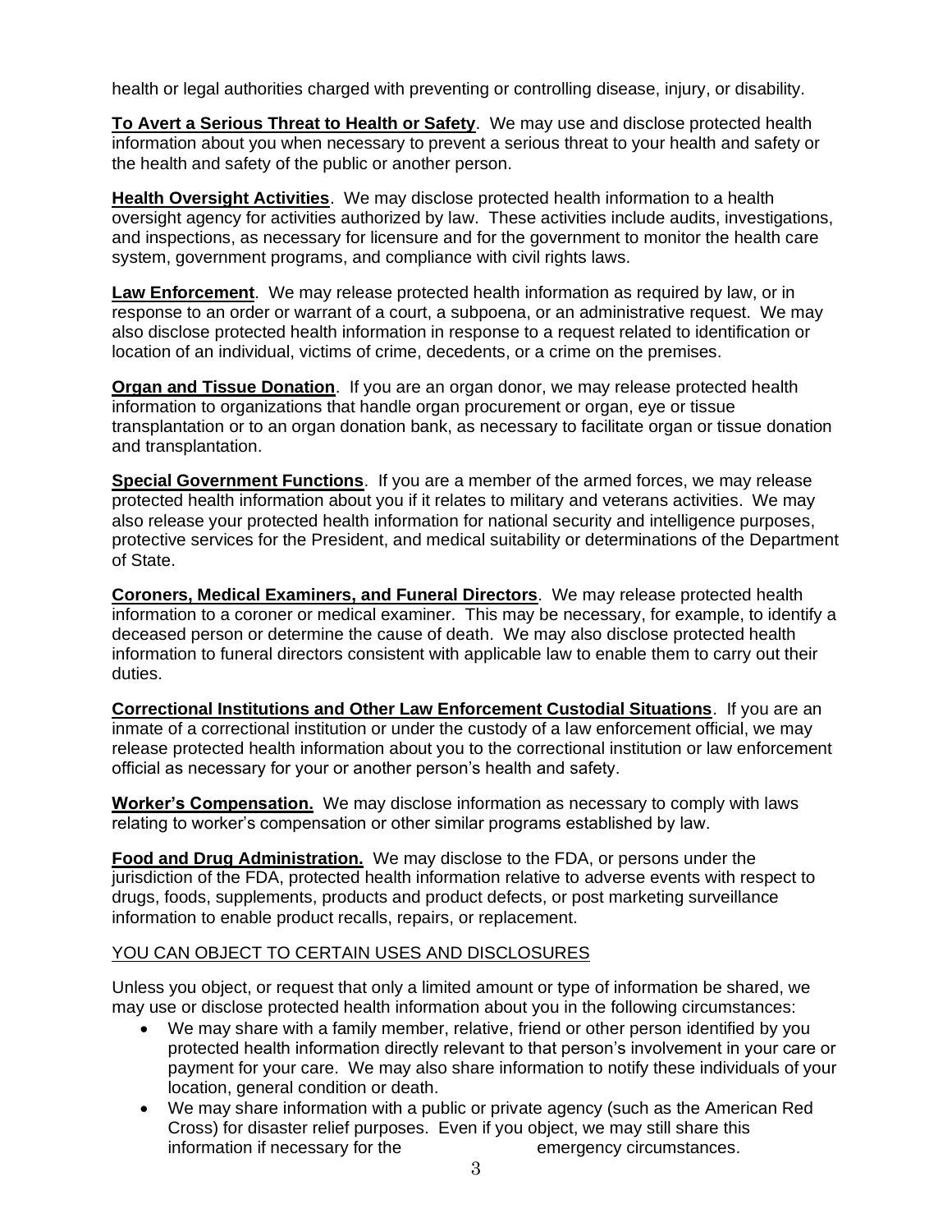health or legal authorities charged with preventing or controlling disease, injury, or disability.

**To Avert a Serious Threat to Health or Safety**. We may use and disclose protected health information about you when necessary to prevent a serious threat to your health and safety or the health and safety of the public or another person.

**Health Oversight Activities**. We may disclose protected health information to a health oversight agency for activities authorized by law. These activities include audits, investigations, and inspections, as necessary for licensure and for the government to monitor the health care system, government programs, and compliance with civil rights laws.

**Law Enforcement**. We may release protected health information as required by law, or in response to an order or warrant of a court, a subpoena, or an administrative request. We may also disclose protected health information in response to a request related to identification or location of an individual, victims of crime, decedents, or a crime on the premises.

**Organ and Tissue Donation**. If you are an organ donor, we may release protected health information to organizations that handle organ procurement or organ, eye or tissue transplantation or to an organ donation bank, as necessary to facilitate organ or tissue donation and transplantation.

**Special Government Functions**. If you are a member of the armed forces, we may release protected health information about you if it relates to military and veterans activities. We may also release your protected health information for national security and intelligence purposes, protective services for the President, and medical suitability or determinations of the Department of State.

**Coroners, Medical Examiners, and Funeral Directors**. We may release protected health information to a coroner or medical examiner. This may be necessary, for example, to identify a deceased person or determine the cause of death. We may also disclose protected health information to funeral directors consistent with applicable law to enable them to carry out their duties.

**Correctional Institutions and Other Law Enforcement Custodial Situations**. If you are an inmate of a correctional institution or under the custody of a law enforcement official, we may release protected health information about you to the correctional institution or law enforcement official as necessary for your or another person's health and safety.

**Worker's Compensation.** We may disclose information as necessary to comply with laws relating to worker's compensation or other similar programs established by law.

**Food and Drug Administration.** We may disclose to the FDA, or persons under the jurisdiction of the FDA, protected health information relative to adverse events with respect to drugs, foods, supplements, products and product defects, or post marketing surveillance information to enable product recalls, repairs, or replacement.

## YOU CAN OBJECT TO CERTAIN USES AND DISCLOSURES

Unless you object, or request that only a limited amount or type of information be shared, we may use or disclose protected health information about you in the following circumstances:

- We may share with a family member, relative, friend or other person identified by you protected health information directly relevant to that person's involvement in your care or payment for your care. We may also share information to notify these individuals of your location, general condition or death.
- We may share information with a public or private agency (such as the American Red Cross) for disaster relief purposes. Even if you object, we may still share this information if necessary for the emergency circumstances.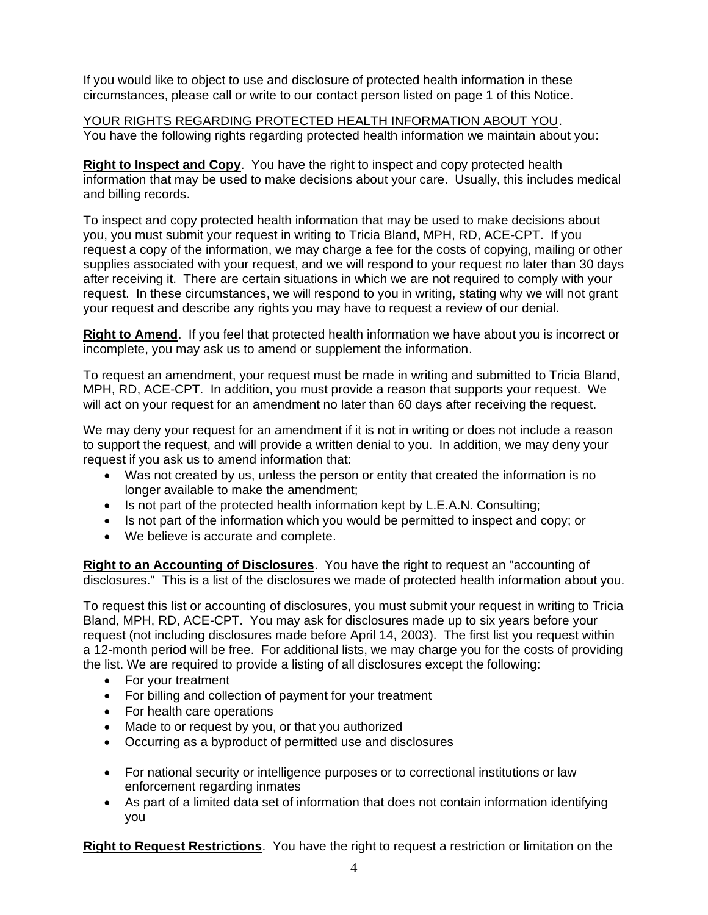If you would like to object to use and disclosure of protected health information in these circumstances, please call or write to our contact person listed on page 1 of this Notice.

YOUR RIGHTS REGARDING PROTECTED HEALTH INFORMATION ABOUT YOU.
You have the following rights regarding protected health information we maintain about you:

**Right to Inspect and Copy**. You have the right to inspect and copy protected health information that may be used to make decisions about your care. Usually, this includes medical and billing records.

To inspect and copy protected health information that may be used to make decisions about you, you must submit your request in writing to Tricia Bland, MPH, RD, ACE-CPT. If you request a copy of the information, we may charge a fee for the costs of copying, mailing or other supplies associated with your request, and we will respond to your request no later than 30 days after receiving it. There are certain situations in which we are not required to comply with your request. In these circumstances, we will respond to you in writing, stating why we will not grant your request and describe any rights you may have to request a review of our denial.

**Right to Amend**. If you feel that protected health information we have about you is incorrect or incomplete, you may ask us to amend or supplement the information.

To request an amendment, your request must be made in writing and submitted to Tricia Bland, MPH, RD, ACE-CPT. In addition, you must provide a reason that supports your request. We will act on your request for an amendment no later than 60 days after receiving the request.

We may deny your request for an amendment if it is not in writing or does not include a reason to support the request, and will provide a written denial to you. In addition, we may deny your request if you ask us to amend information that:

- Was not created by us, unless the person or entity that created the information is no longer available to make the amendment;
- Is not part of the protected health information kept by L.E.A.N. Consulting;
- Is not part of the information which you would be permitted to inspect and copy; or
- We believe is accurate and complete.

**Right to an Accounting of Disclosures**. You have the right to request an "accounting of disclosures." This is a list of the disclosures we made of protected health information about you.

To request this list or accounting of disclosures, you must submit your request in writing to Tricia Bland, MPH, RD, ACE-CPT. You may ask for disclosures made up to six years before your request (not including disclosures made before April 14, 2003). The first list you request within a 12-month period will be free. For additional lists, we may charge you for the costs of providing the list. We are required to provide a listing of all disclosures except the following:

- For your treatment
- For billing and collection of payment for your treatment
- For health care operations
- Made to or request by you, or that you authorized
- Occurring as a byproduct of permitted use and disclosures
- For national security or intelligence purposes or to correctional institutions or law enforcement regarding inmates
- As part of a limited data set of information that does not contain information identifying you

**Right to Request Restrictions**. You have the right to request a restriction or limitation on the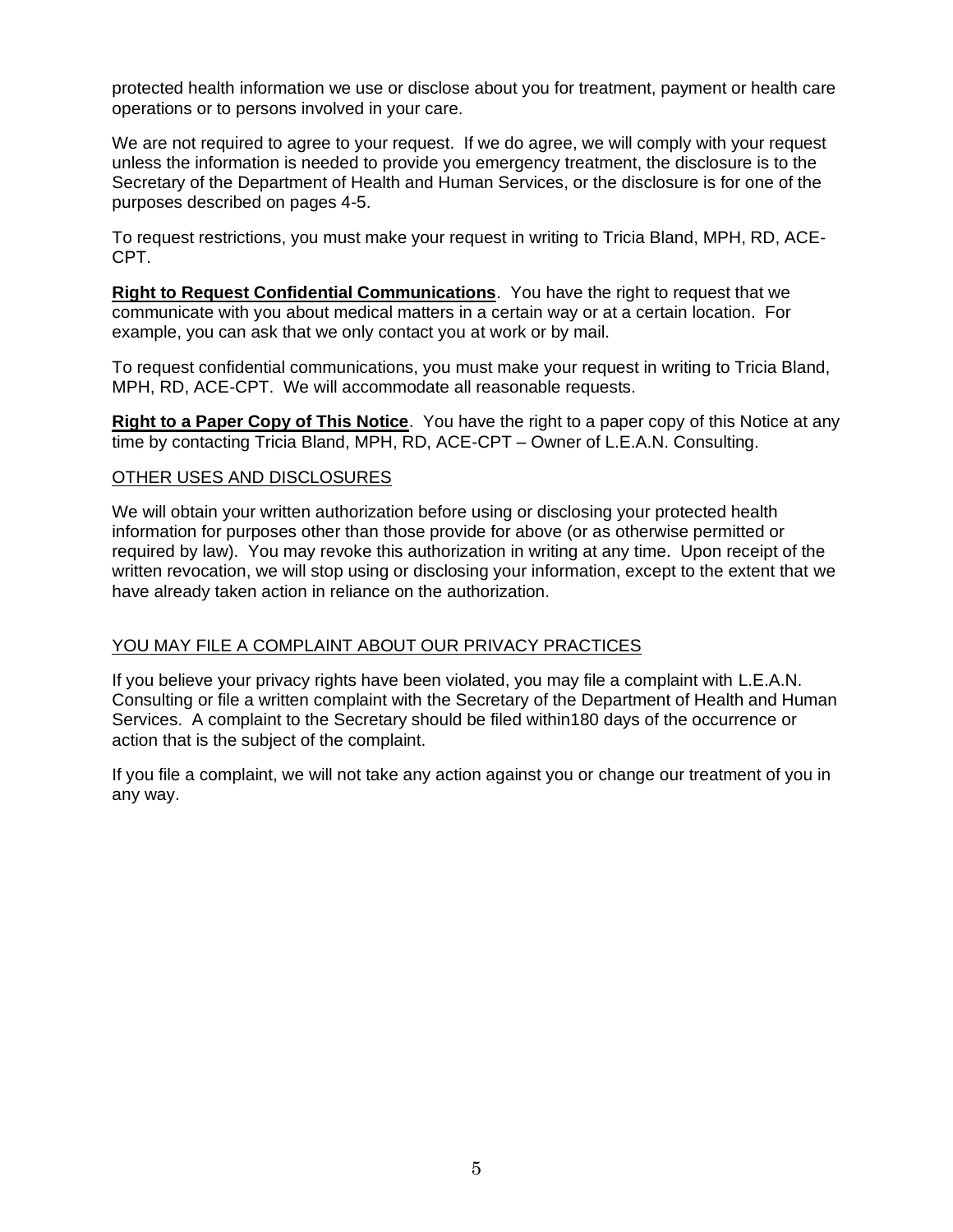protected health information we use or disclose about you for treatment, payment or health care operations or to persons involved in your care.

We are not required to agree to your request. If we do agree, we will comply with your request unless the information is needed to provide you emergency treatment, the disclosure is to the Secretary of the Department of Health and Human Services, or the disclosure is for one of the purposes described on pages 4-5.

To request restrictions, you must make your request in writing to Tricia Bland, MPH, RD, ACE-CPT.

**Right to Request Confidential Communications**. You have the right to request that we communicate with you about medical matters in a certain way or at a certain location. For example, you can ask that we only contact you at work or by mail.

To request confidential communications, you must make your request in writing to Tricia Bland, MPH, RD, ACE-CPT. We will accommodate all reasonable requests.

**Right to a Paper Copy of This Notice**. You have the right to a paper copy of this Notice at any time by contacting Tricia Bland, MPH, RD, ACE-CPT – Owner of L.E.A.N. Consulting.

## OTHER USES AND DISCLOSURES

We will obtain your written authorization before using or disclosing your protected health information for purposes other than those provide for above (or as otherwise permitted or required by law). You may revoke this authorization in writing at any time. Upon receipt of the written revocation, we will stop using or disclosing your information, except to the extent that we have already taken action in reliance on the authorization.

## YOU MAY FILE A COMPLAINT ABOUT OUR PRIVACY PRACTICES

If you believe your privacy rights have been violated, you may file a complaint with L.E.A.N. Consulting or file a written complaint with the Secretary of the Department of Health and Human Services. A complaint to the Secretary should be filed within180 days of the occurrence or action that is the subject of the complaint.

If you file a complaint, we will not take any action against you or change our treatment of you in any way.